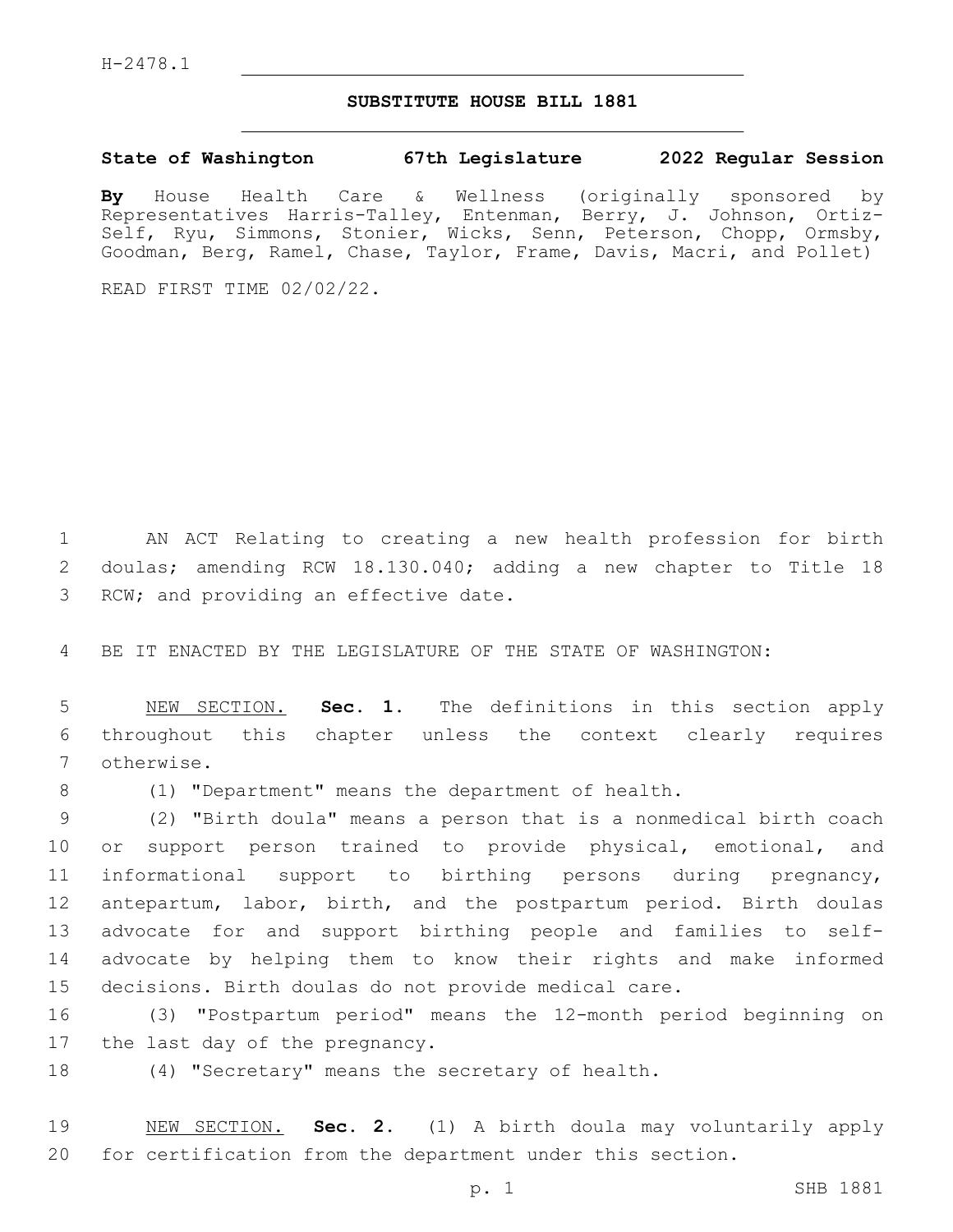H-2478.1

# SUBSTITUTE HOUSE BILL 1881

**State of Washington 67th Legislature 2022 Regular Session**

**By** House Health Care & Wellness (originally sponsored by Representatives Harris-Talley, Entenman, Berry, J. Johnson, Ortiz-Self, Ryu, Simmons, Stonier, Wicks, Senn, Peterson, Chopp, Ormsby, Goodman, Berg, Ramel, Chase, Taylor, Frame, Davis, Macri, and Pollet)

READ FIRST TIME 02/02/22.

AN ACT Relating to creating a new health profession for birth doulas; amending RCW 18.130.040; adding a new chapter to Title 18 RCW; and providing an effective date.

BE IT ENACTED BY THE LEGISLATURE OF THE STATE OF WASHINGTON:

NEW SECTION. **Sec. 1.** The definitions in this section apply throughout this chapter unless the context clearly requires otherwise.

(1) "Department" means the department of health.

(2) "Birth doula" means a person that is a nonmedical birth coach or support person trained to provide physical, emotional, and informational support to birthing persons during pregnancy, antepartum, labor, birth, and the postpartum period. Birth doulas advocate for and support birthing people and families to self-advocate by helping them to know their rights and make informed decisions. Birth doulas do not provide medical care.

(3) "Postpartum period" means the 12-month period beginning on the last day of the pregnancy.

(4) "Secretary" means the secretary of health.

NEW SECTION. **Sec. 2.** (1) A birth doula may voluntarily apply for certification from the department under this section.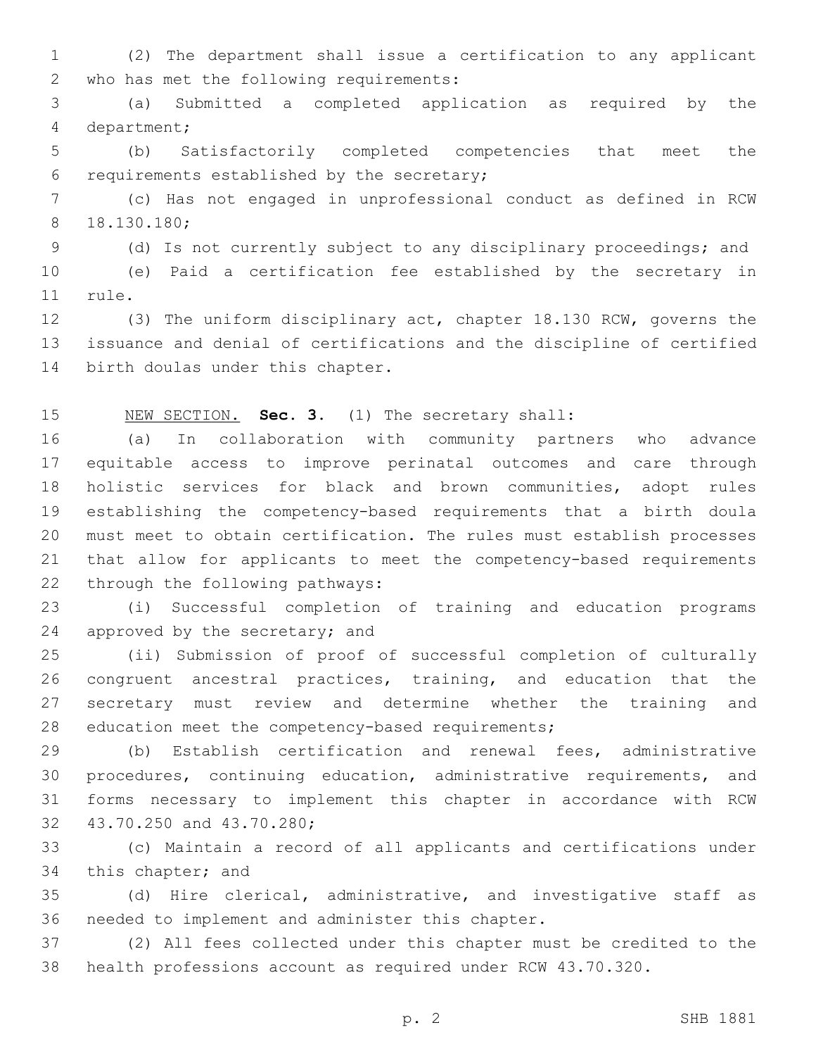(2) The department shall issue a certification to any applicant who has met the following requirements:

(a) Submitted a completed application as required by the department;

(b) Satisfactorily completed competencies that meet the requirements established by the secretary;

(c) Has not engaged in unprofessional conduct as defined in RCW 18.130.180;

(d) Is not currently subject to any disciplinary proceedings; and

(e) Paid a certification fee established by the secretary in rule.

(3) The uniform disciplinary act, chapter 18.130 RCW, governs the issuance and denial of certifications and the discipline of certified birth doulas under this chapter.

NEW SECTION. **Sec. 3.** (1) The secretary shall:

(a) In collaboration with community partners who advance equitable access to improve perinatal outcomes and care through holistic services for black and brown communities, adopt rules establishing the competency-based requirements that a birth doula must meet to obtain certification. The rules must establish processes that allow for applicants to meet the competency-based requirements through the following pathways:

(i) Successful completion of training and education programs approved by the secretary; and

(ii) Submission of proof of successful completion of culturally congruent ancestral practices, training, and education that the secretary must review and determine whether the training and education meet the competency-based requirements;

(b) Establish certification and renewal fees, administrative procedures, continuing education, administrative requirements, and forms necessary to implement this chapter in accordance with RCW 43.70.250 and 43.70.280;

(c) Maintain a record of all applicants and certifications under this chapter; and

(d) Hire clerical, administrative, and investigative staff as needed to implement and administer this chapter.

(2) All fees collected under this chapter must be credited to the health professions account as required under RCW 43.70.320.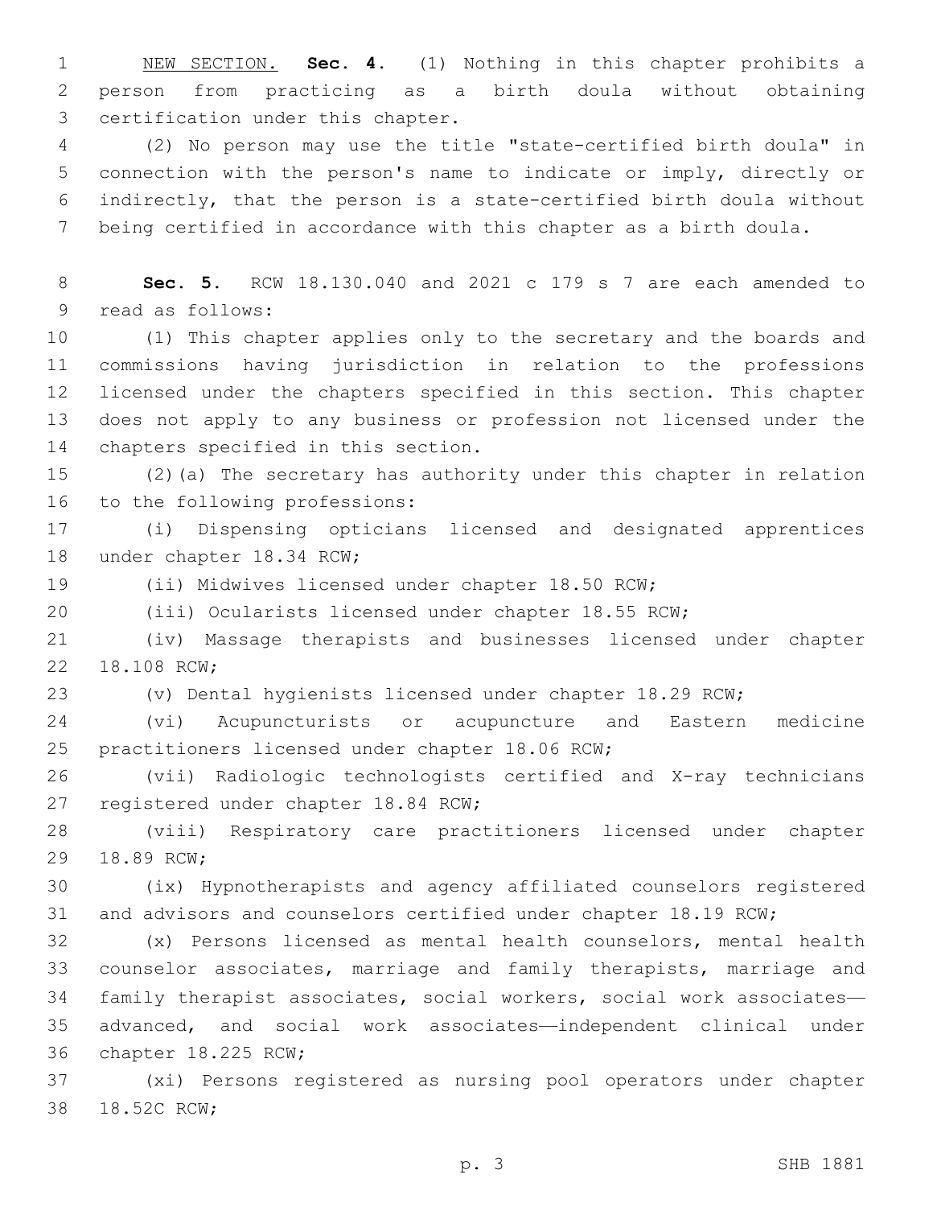NEW SECTION. **Sec. 4.** (1) Nothing in this chapter prohibits a person from practicing as a birth doula without obtaining certification under this chapter.

(2) No person may use the title "state-certified birth doula" in connection with the person's name to indicate or imply, directly or indirectly, that the person is a state-certified birth doula without being certified in accordance with this chapter as a birth doula.

**Sec. 5.** RCW 18.130.040 and 2021 c 179 s 7 are each amended to read as follows:

(1) This chapter applies only to the secretary and the boards and commissions having jurisdiction in relation to the professions licensed under the chapters specified in this section. This chapter does not apply to any business or profession not licensed under the chapters specified in this section.

(2)(a) The secretary has authority under this chapter in relation to the following professions:

(i) Dispensing opticians licensed and designated apprentices under chapter 18.34 RCW;

(ii) Midwives licensed under chapter 18.50 RCW;

(iii) Ocularists licensed under chapter 18.55 RCW;

(iv) Massage therapists and businesses licensed under chapter 18.108 RCW;

(v) Dental hygienists licensed under chapter 18.29 RCW;

(vi) Acupuncturists or acupuncture and Eastern medicine practitioners licensed under chapter 18.06 RCW;

(vii) Radiologic technologists certified and X-ray technicians registered under chapter 18.84 RCW;

(viii) Respiratory care practitioners licensed under chapter 18.89 RCW;

(ix) Hypnotherapists and agency affiliated counselors registered and advisors and counselors certified under chapter 18.19 RCW;

(x) Persons licensed as mental health counselors, mental health counselor associates, marriage and family therapists, marriage and family therapist associates, social workers, social work associates—advanced, and social work associates—independent clinical under chapter 18.225 RCW;

(xi) Persons registered as nursing pool operators under chapter 18.52C RCW;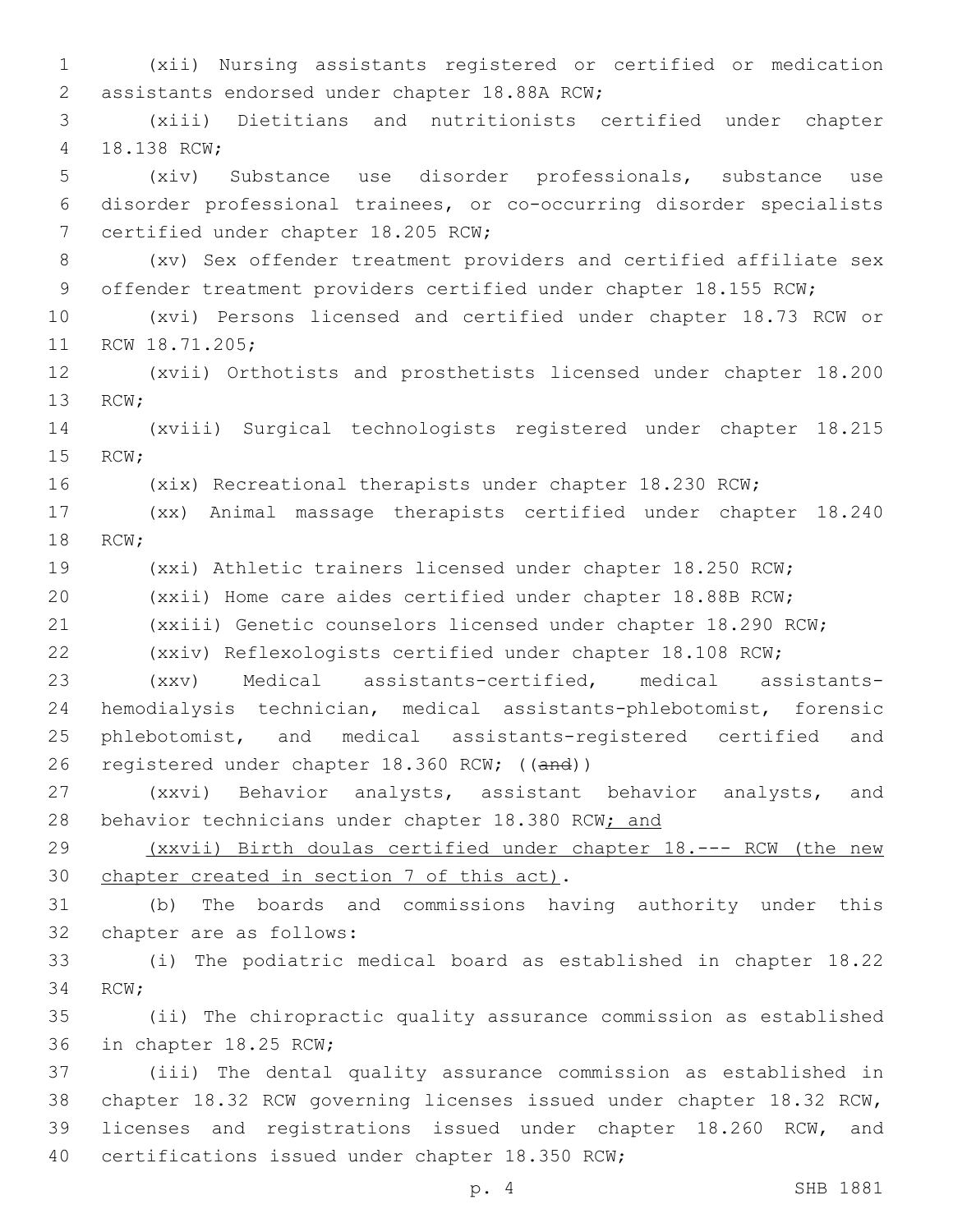(xii) Nursing assistants registered or certified or medication assistants endorsed under chapter 18.88A RCW;

(xiii) Dietitians and nutritionists certified under chapter 18.138 RCW;

(xiv) Substance use disorder professionals, substance use disorder professional trainees, or co-occurring disorder specialists certified under chapter 18.205 RCW;

(xv) Sex offender treatment providers and certified affiliate sex offender treatment providers certified under chapter 18.155 RCW;

(xvi) Persons licensed and certified under chapter 18.73 RCW or RCW 18.71.205;

(xvii) Orthotists and prosthetists licensed under chapter 18.200 RCW;

(xviii) Surgical technologists registered under chapter 18.215 RCW;

(xix) Recreational therapists under chapter 18.230 RCW;

(xx) Animal massage therapists certified under chapter 18.240 RCW;

(xxi) Athletic trainers licensed under chapter 18.250 RCW;

(xxii) Home care aides certified under chapter 18.88B RCW;

(xxiii) Genetic counselors licensed under chapter 18.290 RCW;

(xxiv) Reflexologists certified under chapter 18.108 RCW;

(xxv) Medical assistants-certified, medical assistants-hemodialysis technician, medical assistants-phlebotomist, forensic phlebotomist, and medical assistants-registered certified and registered under chapter 18.360 RCW; ((~~and~~))

(xxvi) Behavior analysts, assistant behavior analysts, and behavior technicians under chapter 18.380 RCW<u>; and</u>

<u>(xxvii) Birth doulas certified under chapter 18.--- RCW (the new chapter created in section 7 of this act)</u>.

(b) The boards and commissions having authority under this chapter are as follows:

(i) The podiatric medical board as established in chapter 18.22 RCW;

(ii) The chiropractic quality assurance commission as established in chapter 18.25 RCW;

(iii) The dental quality assurance commission as established in chapter 18.32 RCW governing licenses issued under chapter 18.32 RCW, licenses and registrations issued under chapter 18.260 RCW, and certifications issued under chapter 18.350 RCW;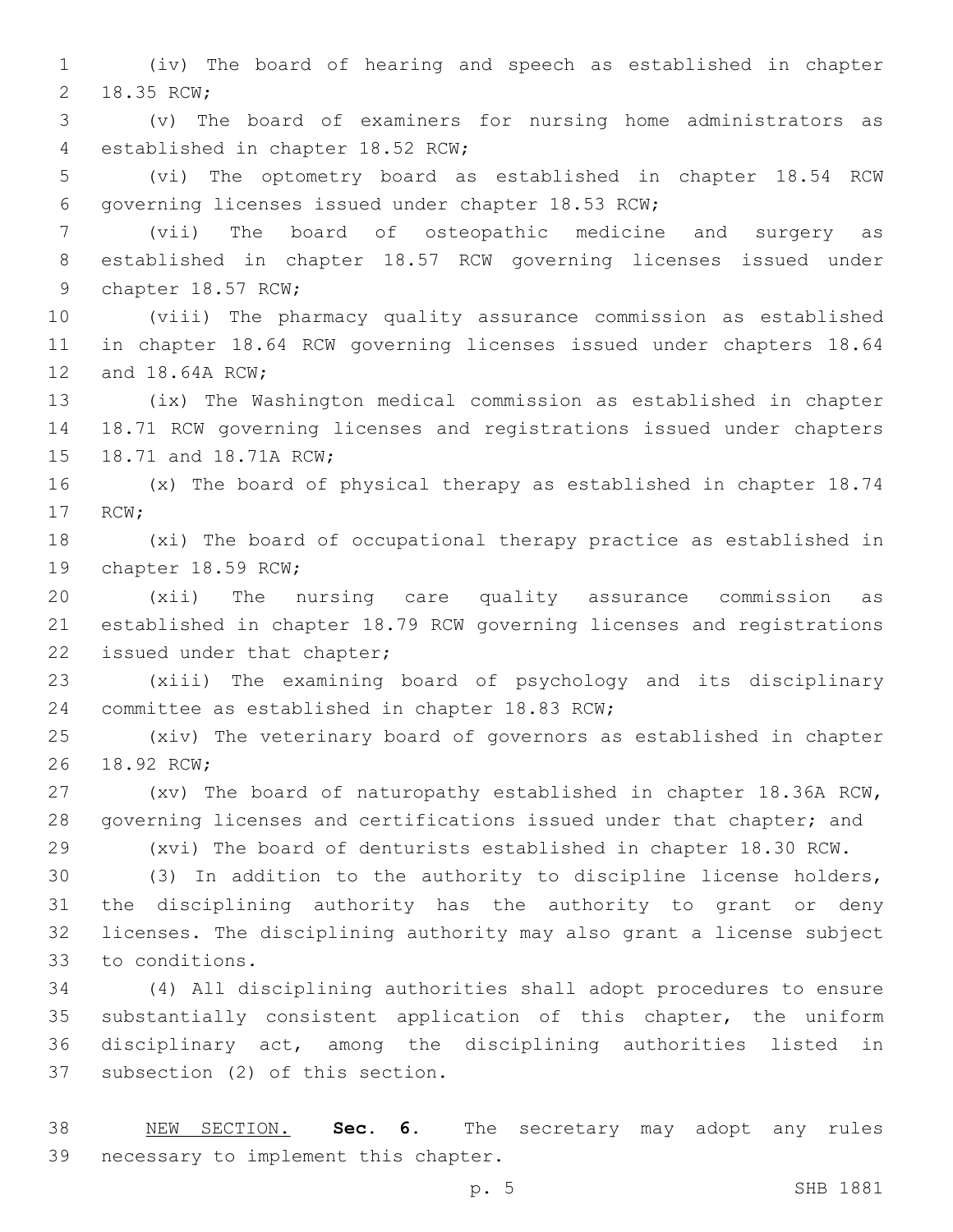(iv) The board of hearing and speech as established in chapter 18.35 RCW;

(v) The board of examiners for nursing home administrators as established in chapter 18.52 RCW;

(vi) The optometry board as established in chapter 18.54 RCW governing licenses issued under chapter 18.53 RCW;

(vii) The board of osteopathic medicine and surgery as established in chapter 18.57 RCW governing licenses issued under chapter 18.57 RCW;

(viii) The pharmacy quality assurance commission as established in chapter 18.64 RCW governing licenses issued under chapters 18.64 and 18.64A RCW;

(ix) The Washington medical commission as established in chapter 18.71 RCW governing licenses and registrations issued under chapters 18.71 and 18.71A RCW;

(x) The board of physical therapy as established in chapter 18.74 RCW;

(xi) The board of occupational therapy practice as established in chapter 18.59 RCW;

(xii) The nursing care quality assurance commission as established in chapter 18.79 RCW governing licenses and registrations issued under that chapter;

(xiii) The examining board of psychology and its disciplinary committee as established in chapter 18.83 RCW;

(xiv) The veterinary board of governors as established in chapter 18.92 RCW;

(xv) The board of naturopathy established in chapter 18.36A RCW, governing licenses and certifications issued under that chapter; and

(xvi) The board of denturists established in chapter 18.30 RCW.

(3) In addition to the authority to discipline license holders, the disciplining authority has the authority to grant or deny licenses. The disciplining authority may also grant a license subject to conditions.

(4) All disciplining authorities shall adopt procedures to ensure substantially consistent application of this chapter, the uniform disciplinary act, among the disciplining authorities listed in subsection (2) of this section.

NEW SECTION. **Sec. 6.** The secretary may adopt any rules necessary to implement this chapter.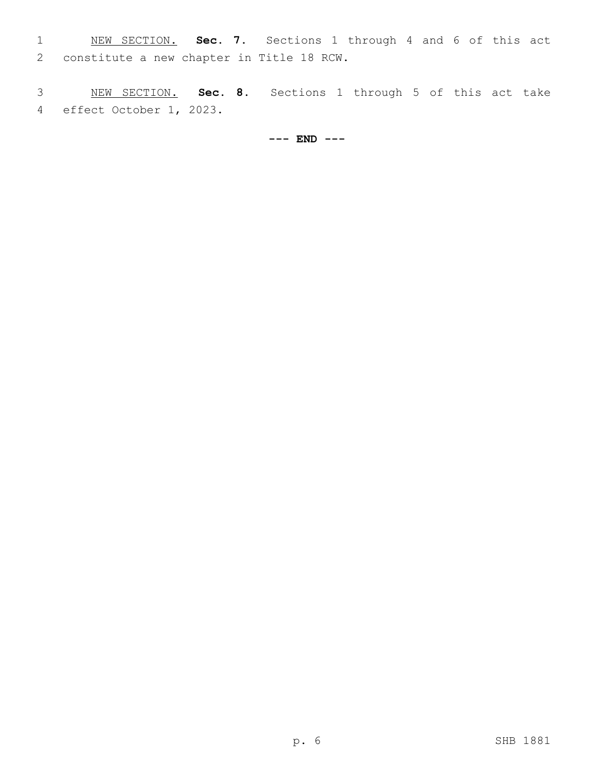NEW SECTION. **Sec. 7.** Sections 1 through 4 and 6 of this act constitute a new chapter in Title 18 RCW.

NEW SECTION. **Sec. 8.** Sections 1 through 5 of this act take effect October 1, 2023.

**--- END ---**